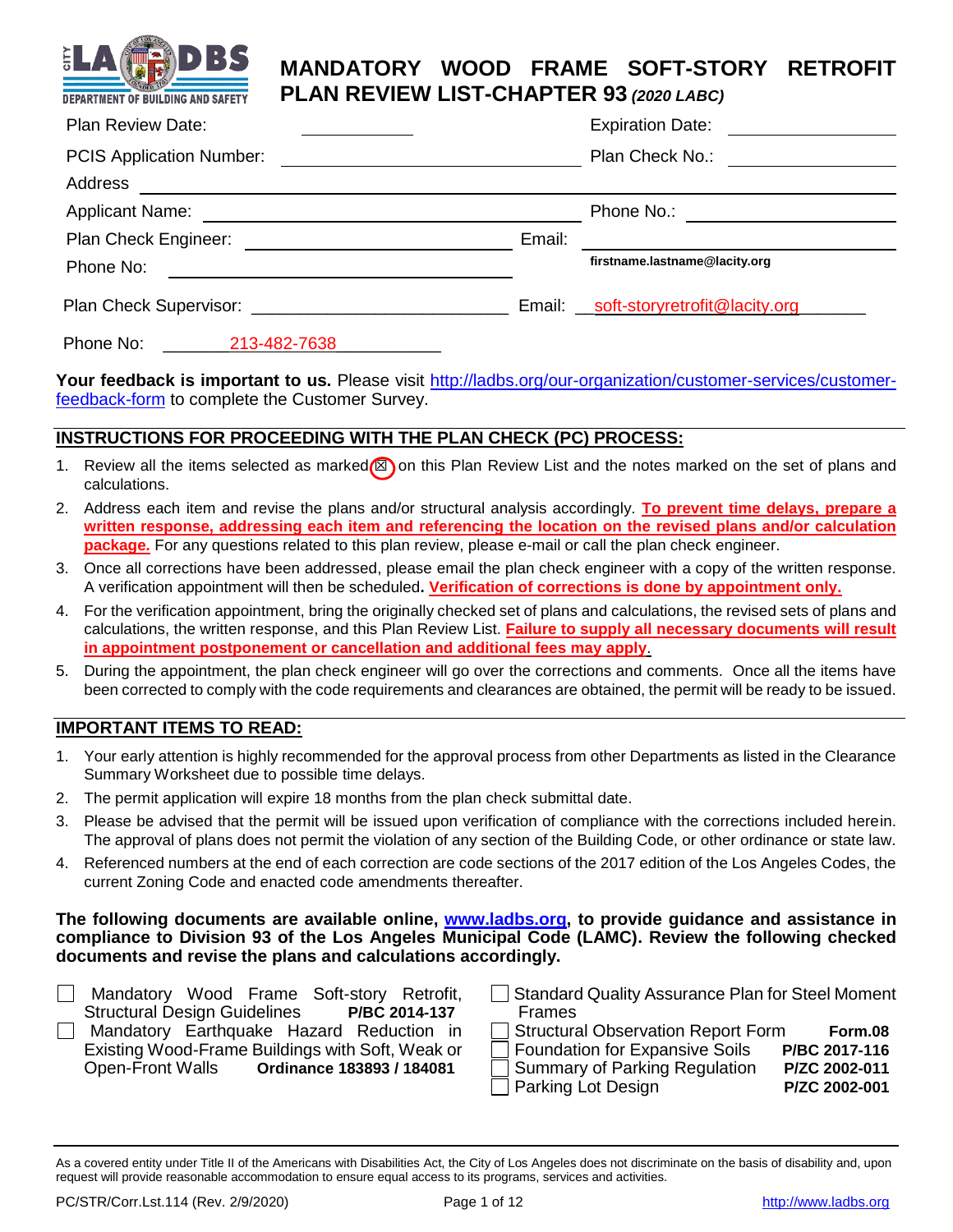# MANDATORY WOOD FRAME SOFT-STORY RETROFIT PLAN REVIEW LIST-CHAPTER 93 *(2020 LABC)*

Plan Review Date: ____________ Expiration Date: ____________

PCIS Application Number: ____________ Plan Check No.: ____________

Address ____________

Applicant Name: ____________ Phone No.: ____________

Plan Check Engineer: ____________ Email: ____________ firstname.lastname@lacity.org

Phone No: ____________

Plan Check Supervisor: ____________ Email: soft-storyretrofit@lacity.org

Phone No: 213-482-7638

**Your feedback is important to us.** Please visit http://ladbs.org/our-organization/customer-services/customer-feedback-form to complete the Customer Survey.

## INSTRUCTIONS FOR PROCEEDING WITH THE PLAN CHECK (PC) PROCESS:

1. Review all the items selected as marked ☒ on this Plan Review List and the notes marked on the set of plans and calculations.
2. Address each item and revise the plans and/or structural analysis accordingly. **To prevent time delays, prepare a written response, addressing each item and referencing the location on the revised plans and/or calculation package.** For any questions related to this plan review, please e-mail or call the plan check engineer.
3. Once all corrections have been addressed, please email the plan check engineer with a copy of the written response. A verification appointment will then be scheduled**. Verification of corrections is done by appointment only.**
4. For the verification appointment, bring the originally checked set of plans and calculations, the revised sets of plans and calculations, the written response, and this Plan Review List. **Failure to supply all necessary documents will result in appointment postponement or cancellation and additional fees may apply**.
5. During the appointment, the plan check engineer will go over the corrections and comments. Once all the items have been corrected to comply with the code requirements and clearances are obtained, the permit will be ready to be issued.

## IMPORTANT ITEMS TO READ:

1. Your early attention is highly recommended for the approval process from other Departments as listed in the Clearance Summary Worksheet due to possible time delays.
2. The permit application will expire 18 months from the plan check submittal date.
3. Please be advised that the permit will be issued upon verification of compliance with the corrections included herein. The approval of plans does not permit the violation of any section of the Building Code, or other ordinance or state law.
4. Referenced numbers at the end of each correction are code sections of the 2017 edition of the Los Angeles Codes, the current Zoning Code and enacted code amendments thereafter.

**The following documents are available online, www.ladbs.org, to provide guidance and assistance in compliance to Division 93 of the Los Angeles Municipal Code (LAMC). Review the following checked documents and revise the plans and calculations accordingly.**

- ☐ Mandatory Wood Frame Soft-story Retrofit, Structural Design Guidelines **P/BC 2014-137**
- ☐ Mandatory Earthquake Hazard Reduction in Existing Wood-Frame Buildings with Soft, Weak or Open-Front Walls **Ordinance 183893 / 184081**
- ☐ Standard Quality Assurance Plan for Steel Moment Frames
- ☐ Structural Observation Report Form **Form.08**
- ☐ Foundation for Expansive Soils **P/BC 2017-116**
- ☐ Summary of Parking Regulation **P/ZC 2002-011**
- ☐ Parking Lot Design **P/ZC 2002-001**

As a covered entity under Title II of the Americans with Disabilities Act, the City of Los Angeles does not discriminate on the basis of disability and, upon request will provide reasonable accommodation to ensure equal access to its programs, services and activities.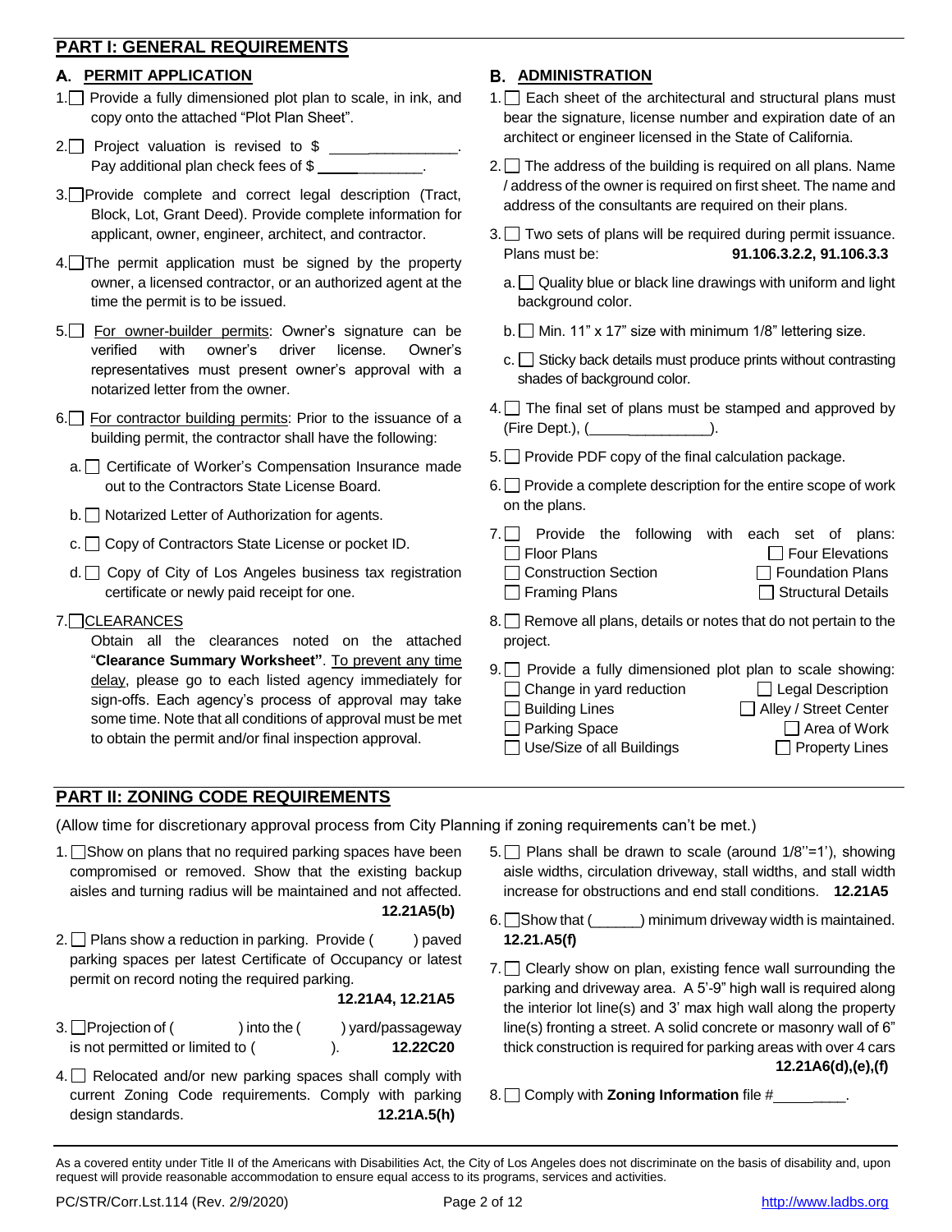## PART I: GENERAL REQUIREMENTS

### A. PERMIT APPLICATION

1. ☐ Provide a fully dimensioned plot plan to scale, in ink, and copy onto the attached "Plot Plan Sheet".
2. ☐ Project valuation is revised to $ ______________. Pay additional plan check fees of $ ____________.
3. ☐ Provide complete and correct legal description (Tract, Block, Lot, Grant Deed). Provide complete information for applicant, owner, engineer, architect, and contractor.
4. ☐ The permit application must be signed by the property owner, a licensed contractor, or an authorized agent at the time the permit is to be issued.
5. ☐ For owner-builder permits: Owner's signature can be verified with owner's driver license. Owner's representatives must present owner's approval with a notarized letter from the owner.
6. ☐ For contractor building permits: Prior to the issuance of a building permit, the contractor shall have the following:
   - a. ☐ Certificate of Worker's Compensation Insurance made out to the Contractors State License Board.
   - b. ☐ Notarized Letter of Authorization for agents.
   - c. ☐ Copy of Contractors State License or pocket ID.
   - d. ☐ Copy of City of Los Angeles business tax registration certificate or newly paid receipt for one.
7. ☐ CLEARANCES
   Obtain all the clearances noted on the attached "**Clearance Summary Worksheet"**. To prevent any time delay, please go to each listed agency immediately for sign-offs. Each agency's process of approval may take some time. Note that all conditions of approval must be met to obtain the permit and/or final inspection approval.

### B. ADMINISTRATION

1. ☐ Each sheet of the architectural and structural plans must bear the signature, license number and expiration date of an architect or engineer licensed in the State of California.
2. ☐ The address of the building is required on all plans. Name / address of the owner is required on first sheet. The name and address of the consultants are required on their plans.
3. ☐ Two sets of plans will be required during permit issuance. Plans must be: **91.106.3.2.2, 91.106.3.3**
   - a. ☐ Quality blue or black line drawings with uniform and light background color.
   - b. ☐ Min. 11" x 17" size with minimum 1/8" lettering size.
   - c. ☐ Sticky back details must produce prints without contrasting shades of background color.
4. ☐ The final set of plans must be stamped and approved by (Fire Dept.), (_______________).
5. ☐ Provide PDF copy of the final calculation package.
6. ☐ Provide a complete description for the entire scope of work on the plans.
7. ☐ Provide the following with each set of plans:
   - ☐ Floor Plans
   - ☐ Four Elevations
   - ☐ Construction Section
   - ☐ Foundation Plans
   - ☐ Framing Plans
   - ☐ Structural Details
8. ☐ Remove all plans, details or notes that do not pertain to the project.
9. ☐ Provide a fully dimensioned plot plan to scale showing:
   - ☐ Change in yard reduction
   - ☐ Legal Description
   - ☐ Building Lines
   - ☐ Alley / Street Center
   - ☐ Parking Space
   - ☐ Area of Work
   - ☐ Use/Size of all Buildings
   - ☐ Property Lines

## PART II: ZONING CODE REQUIREMENTS

(Allow time for discretionary approval process from City Planning if zoning requirements can't be met.)

1. ☐ Show on plans that no required parking spaces have been compromised or removed. Show that the existing backup aisles and turning radius will be maintained and not affected. **12.21A5(b)**
2. ☐ Plans show a reduction in parking. Provide (       ) paved parking spaces per latest Certificate of Occupancy or latest permit on record noting the required parking. **12.21A4, 12.21A5**
3. ☐ Projection of (          ) into the (       ) yard/passageway is not permitted or limited to (          ). **12.22C20**
4. ☐ Relocated and/or new parking spaces shall comply with current Zoning Code requirements. Comply with parking design standards. **12.21A.5(h)**
5. ☐ Plans shall be drawn to scale (around 1/8''=1'), showing aisle widths, circulation driveway, stall widths, and stall width increase for obstructions and end stall conditions. **12.21A5**
6. ☐ Show that (______) minimum driveway width is maintained. **12.21.A5(f)**
7. ☐ Clearly show on plan, existing fence wall surrounding the parking and driveway area. A 5'-9" high wall is required along the interior lot line(s) and 3' max high wall along the property line(s) fronting a street. A solid concrete or masonry wall of 6" thick construction is required for parking areas with over 4 cars **12.21A6(d),(e),(f)**
8. ☐ Comply with **Zoning Information** file #_________.

As a covered entity under Title II of the Americans with Disabilities Act, the City of Los Angeles does not discriminate on the basis of disability and, upon request will provide reasonable accommodation to ensure equal access to its programs, services and activities.

PC/STR/Corr.Lst.114 (Rev. 2/9/2020) http://www.ladbs.org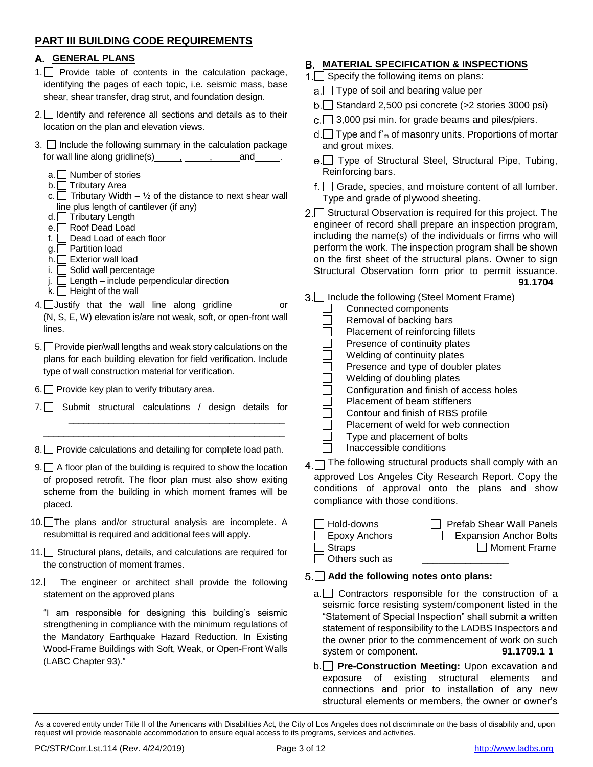## PART III BUILDING CODE REQUIREMENTS

### A. GENERAL PLANS

1. ☐ Provide table of contents in the calculation package, identifying the pages of each topic, i.e. seismic mass, base shear, shear transfer, drag strut, and foundation design.

2. ☐ Identify and reference all sections and details as to their location on the plan and elevation views.

3. ☐ Include the following summary in the calculation package for wall line along gridline(s)_____, _____, _____and_____.

   a. ☐ Number of stories
   b. ☐ Tributary Area
   c. ☐ Tributary Width – ½ of the distance to next shear wall line plus length of cantilever (if any)
   d. ☐ Tributary Length
   e. ☐ Roof Dead Load
   f. ☐ Dead Load of each floor
   g. ☐ Partition load
   h. ☐ Exterior wall load
   i. ☐ Solid wall percentage
   j. ☐ Length – include perpendicular direction
   k. ☐ Height of the wall

4. ☐ Justify that the wall line along gridline ______ or (N, S, E, W) elevation is/are not weak, soft, or open-front wall lines.

5. ☐ Provide pier/wall lengths and weak story calculations on the plans for each building elevation for field verification. Include type of wall construction material for verification.

6. ☐ Provide key plan to verify tributary area.

7. ☐ Submit structural calculations / design details for ________________________________________________
________________________________________________

8. ☐ Provide calculations and detailing for complete load path.

9. ☐ A floor plan of the building is required to show the location of proposed retrofit. The floor plan must also show exiting scheme from the building in which moment frames will be placed.

10. ☐ The plans and/or structural analysis are incomplete. A resubmittal is required and additional fees will apply.

11. ☐ Structural plans, details, and calculations are required for the construction of moment frames.

12. ☐ The engineer or architect shall provide the following statement on the approved plans

"I am responsible for designing this building's seismic strengthening in compliance with the minimum regulations of the Mandatory Earthquake Hazard Reduction. In Existing Wood-Frame Buildings with Soft, Weak, or Open-Front Walls (LABC Chapter 93)."

### B. MATERIAL SPECIFICATION & INSPECTIONS

1. ☐ Specify the following items on plans:
   a. ☐ Type of soil and bearing value per
   b. ☐ Standard 2,500 psi concrete (>2 stories 3000 psi)
   c. ☐ 3,000 psi min. for grade beams and piles/piers.
   d. ☐ Type and $f'_m$ of masonry units. Proportions of mortar and grout mixes.
   e. ☐ Type of Structural Steel, Structural Pipe, Tubing, Reinforcing bars.
   f. ☐ Grade, species, and moisture content of all lumber. Type and grade of plywood sheeting.

2. ☐ Structural Observation is required for this project. The engineer of record shall prepare an inspection program, including the name(s) of the individuals or firms who will perform the work. The inspection program shall be shown on the first sheet of the structural plans. Owner to sign Structural Observation form prior to permit issuance. **91.1704**

3. ☐ Include the following (Steel Moment Frame)
   - ☐ Connected components
   - ☐ Removal of backing bars
   - ☐ Placement of reinforcing fillets
   - ☐ Presence of continuity plates
   - ☐ Welding of continuity plates
   - ☐ Presence and type of doubler plates
   - ☐ Welding of doubling plates
   - ☐ Configuration and finish of access holes
   - ☐ Placement of beam stiffeners
   - ☐ Contour and finish of RBS profile
   - ☐ Placement of weld for web connection
   - ☐ Type and placement of bolts
   - ☐ Inaccessible conditions

4. ☐ The following structural products shall comply with an approved Los Angeles City Research Report. Copy the conditions of approval onto the plans and show compliance with those conditions.

   - ☐ Hold-downs
   - ☐ Prefab Shear Wall Panels
   - ☐ Epoxy Anchors
   - ☐ Expansion Anchor Bolts
   - ☐ Straps
   - ☐ Moment Frame
   - ☐ Others such as ________________

5. ☐ **Add the following notes onto plans:**
   a. ☐ Contractors responsible for the construction of a seismic force resisting system/component listed in the "Statement of Special Inspection" shall submit a written statement of responsibility to the LADBS Inspectors and the owner prior to the commencement of work on such system or component. **91.1709.1 1**
   b. ☐ **Pre-Construction Meeting:** Upon excavation and exposure of existing structural elements and connections and prior to installation of any new structural elements or members, the owner or owner's

As a covered entity under Title II of the Americans with Disabilities Act, the City of Los Angeles does not discriminate on the basis of disability and, upon request will provide reasonable accommodation to ensure equal access to its programs, services and activities.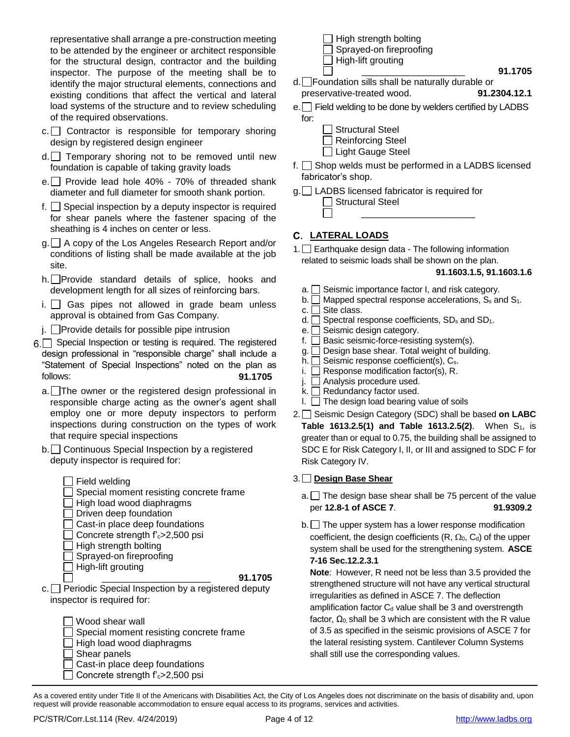representative shall arrange a pre-construction meeting to be attended by the engineer or architect responsible for the structural design, contractor and the building inspector. The purpose of the meeting shall be to identify the major structural elements, connections and existing conditions that affect the vertical and lateral load systems of the structure and to review scheduling of the required observations.

c. ☐ Contractor is responsible for temporary shoring design by registered design engineer

d. ☐ Temporary shoring not to be removed until new foundation is capable of taking gravity loads

e. ☐ Provide lead hole 40% - 70% of threaded shank diameter and full diameter for smooth shank portion.

f. ☐ Special inspection by a deputy inspector is required for shear panels where the fastener spacing of the sheathing is 4 inches on center or less.

g. ☐ A copy of the Los Angeles Research Report and/or conditions of listing shall be made available at the job site.

h. ☐ Provide standard details of splice, hooks and development length for all sizes of reinforcing bars.

i. ☐ Gas pipes not allowed in grade beam unless approval is obtained from Gas Company.

j. ☐ Provide details for possible pipe intrusion

6. ☐ Special Inspection or testing is required. The registered design professional in "responsible charge" shall include a "Statement of Special Inspections" noted on the plan as follows: **91.1705**

a. ☐ The owner or the registered design professional in responsible charge acting as the owner's agent shall employ one or more deputy inspectors to perform inspections during construction on the types of work that require special inspections

b. ☐ Continuous Special Inspection by a registered deputy inspector is required for:

- ☐ Field welding
- ☐ Special moment resisting concrete frame
- ☐ High load wood diaphragms
- ☐ Driven deep foundation
- ☐ Cast-in place deep foundations
- ☐ Concrete strength $f'_c$>2,500 psi
- ☐ High strength bolting
- ☐ Sprayed-on fireproofing
- ☐ High-lift grouting
- ☐ ____________________ **91.1705**

c. ☐ Periodic Special Inspection by a registered deputy inspector is required for:

- ☐ Wood shear wall
- ☐ Special moment resisting concrete frame
- ☐ High load wood diaphragms
- ☐ Shear panels
- ☐ Cast-in place deep foundations
- ☐ Concrete strength $f'_c$>2,500 psi
- ☐ High strength bolting
- ☐ Sprayed-on fireproofing
- ☐ High-lift grouting
- ☐ ____________________ **91.1705**

d. ☐ Foundation sills shall be naturally durable or preservative-treated wood. **91.2304.12.1**

e. ☐ Field welding to be done by welders certified by LADBS for:

- ☐ Structural Steel
- ☐ Reinforcing Steel
- ☐ Light Gauge Steel

f. ☐ Shop welds must be performed in a LADBS licensed fabricator's shop.

g. ☐ LADBS licensed fabricator is required for

- ☐ Structural Steel
- ☐ ____________________

## C. LATERAL LOADS

1. ☐ Earthquake design data - The following information related to seismic loads shall be shown on the plan. **91.1603.1.5, 91.1603.1.6**

   a. ☐ Seismic importance factor I, and risk category.
   b. ☐ Mapped spectral response accelerations, $S_s$ and $S_1$.
   c. ☐ Site class.
   d. ☐ Spectral response coefficients, $SD_s$ and $SD_1$.
   e. ☐ Seismic design category.
   f. ☐ Basic seismic-force-resisting system(s).
   g. ☐ Design base shear. Total weight of building.
   h. ☐ Seismic response coefficient(s), $C_s$.
   i. ☐ Response modification factor(s), R.
   j. ☐ Analysis procedure used.
   k. ☐ Redundancy factor used.
   l. ☐ The design load bearing value of soils

2. ☐ Seismic Design Category (SDC) shall be based **on LABC Table 1613.2.5(1) and Table 1613.2.5(2)**. When $S_1$, is greater than or equal to 0.75, the building shall be assigned to SDC E for Risk Category I, II, or III and assigned to SDC F for Risk Category IV.

3. ☐ **Design Base Shear**

   a. ☐ The design base shear shall be 75 percent of the value per **12.8-1 of ASCE 7**. **91.9309.2**

   b. ☐ The upper system has a lower response modification coefficient, the design coefficients (R, $\Omega_0$, $C_d$) of the upper system shall be used for the strengthening system. **ASCE 7-16 Sec.12.2.3.1**

   **Note**: However, R need not be less than 3.5 provided the strengthened structure will not have any vertical structural irregularities as defined in ASCE 7. The deflection amplification factor $C_d$ value shall be 3 and overstrength factor, $\Omega_0$, shall be 3 which are consistent with the R value of 3.5 as specified in the seismic provisions of ASCE 7 for the lateral resisting system. Cantilever Column Systems shall still use the corresponding values.

As a covered entity under Title II of the Americans with Disabilities Act, the City of Los Angeles does not discriminate on the basis of disability and, upon request will provide reasonable accommodation to ensure equal access to its programs, services and activities.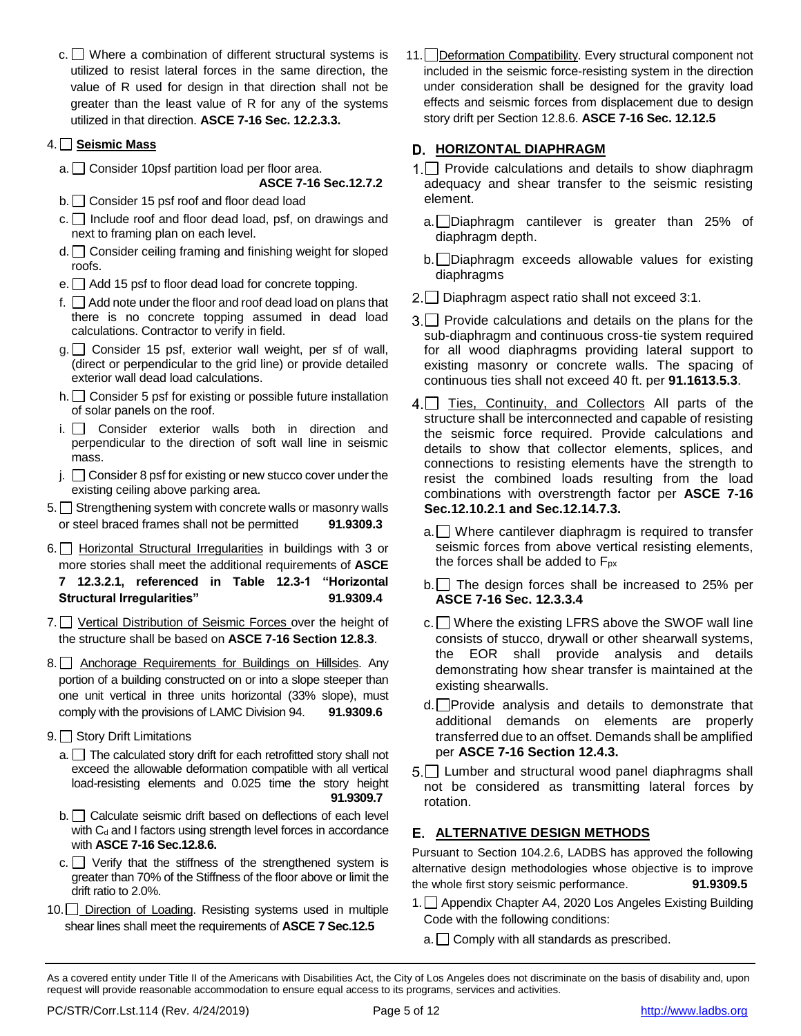c. ☐ Where a combination of different structural systems is utilized to resist lateral forces in the same direction, the value of R used for design in that direction shall not be greater than the least value of R for any of the systems utilized in that direction. **ASCE 7-16 Sec. 12.2.3.3.**

4. ☐ **Seismic Mass**

   a. ☐ Consider 10psf partition load per floor area. **ASCE 7-16 Sec.12.7.2**

   b. ☐ Consider 15 psf roof and floor dead load

   c. ☐ Include roof and floor dead load, psf, on drawings and next to framing plan on each level.

   d. ☐ Consider ceiling framing and finishing weight for sloped roofs.

   e. ☐ Add 15 psf to floor dead load for concrete topping.

   f. ☐ Add note under the floor and roof dead load on plans that there is no concrete topping assumed in dead load calculations. Contractor to verify in field.

   g. ☐ Consider 15 psf, exterior wall weight, per sf of wall, (direct or perpendicular to the grid line) or provide detailed exterior wall dead load calculations.

   h. ☐ Consider 5 psf for existing or possible future installation of solar panels on the roof.

   i. ☐ Consider exterior walls both in direction and perpendicular to the direction of soft wall line in seismic mass.

   j. ☐ Consider 8 psf for existing or new stucco cover under the existing ceiling above parking area.

5. ☐ Strengthening system with concrete walls or masonry walls or steel braced frames shall not be permitted **91.9309.3**

6. ☐ Horizontal Structural Irregularities in buildings with 3 or more stories shall meet the additional requirements of **ASCE 7 12.3.2.1, referenced in Table 12.3-1 "Horizontal Structural Irregularities" 91.9309.4**

7. ☐ Vertical Distribution of Seismic Forces over the height of the structure shall be based on **ASCE 7-16 Section 12.8.3**.

8. ☐ Anchorage Requirements for Buildings on Hillsides. Any portion of a building constructed on or into a slope steeper than one unit vertical in three units horizontal (33% slope), must comply with the provisions of LAMC Division 94. **91.9309.6**

9. ☐ Story Drift Limitations

   a. ☐ The calculated story drift for each retrofitted story shall not exceed the allowable deformation compatible with all vertical load-resisting elements and 0.025 time the story height **91.9309.7**

   b. ☐ Calculate seismic drift based on deflections of each level with $C_d$ and I factors using strength level forces in accordance with **ASCE 7-16 Sec.12.8.6.**

   c. ☐ Verify that the stiffness of the strengthened system is greater than 70% of the Stiffness of the floor above or limit the drift ratio to 2.0%.

10. ☐ Direction of Loading. Resisting systems used in multiple shear lines shall meet the requirements of **ASCE 7 Sec.12.5**

11. ☐ Deformation Compatibility. Every structural component not included in the seismic force-resisting system in the direction under consideration shall be designed for the gravity load effects and seismic forces from displacement due to design story drift per Section 12.8.6. **ASCE 7-16 Sec. 12.12.5**

## D. HORIZONTAL DIAPHRAGM

1. ☐ Provide calculations and details to show diaphragm adequacy and shear transfer to the seismic resisting element.

   a. ☐ Diaphragm cantilever is greater than 25% of diaphragm depth.

   b. ☐ Diaphragm exceeds allowable values for existing diaphragms

2. ☐ Diaphragm aspect ratio shall not exceed 3:1.

3. ☐ Provide calculations and details on the plans for the sub-diaphragm and continuous cross-tie system required for all wood diaphragms providing lateral support to existing masonry or concrete walls. The spacing of continuous ties shall not exceed 40 ft. per **91.1613.5.3**.

4. ☐ Ties, Continuity, and Collectors All parts of the structure shall be interconnected and capable of resisting the seismic force required. Provide calculations and details to show that collector elements, splices, and connections to resisting elements have the strength to resist the combined loads resulting from the load combinations with overstrength factor per **ASCE 7-16 Sec.12.10.2.1 and Sec.12.14.7.3.**

   a. ☐ Where cantilever diaphragm is required to transfer seismic forces from above vertical resisting elements, the forces shall be added to $F_{px}$

   b. ☐ The design forces shall be increased to 25% per **ASCE 7-16 Sec. 12.3.3.4**

   c. ☐ Where the existing LFRS above the SWOF wall line consists of stucco, drywall or other shearwall systems, the EOR shall provide analysis and details demonstrating how shear transfer is maintained at the existing shearwalls.

   d. ☐ Provide analysis and details to demonstrate that additional demands on elements are properly transferred due to an offset. Demands shall be amplified per **ASCE 7-16 Section 12.4.3.**

5. ☐ Lumber and structural wood panel diaphragms shall not be considered as transmitting lateral forces by rotation.

## E. ALTERNATIVE DESIGN METHODS

Pursuant to Section 104.2.6, LADBS has approved the following alternative design methodologies whose objective is to improve the whole first story seismic performance. **91.9309.5**

1. ☐ Appendix Chapter A4, 2020 Los Angeles Existing Building Code with the following conditions:

   a. ☐ Comply with all standards as prescribed.

As a covered entity under Title II of the Americans with Disabilities Act, the City of Los Angeles does not discriminate on the basis of disability and, upon request will provide reasonable accommodation to ensure equal access to its programs, services and activities.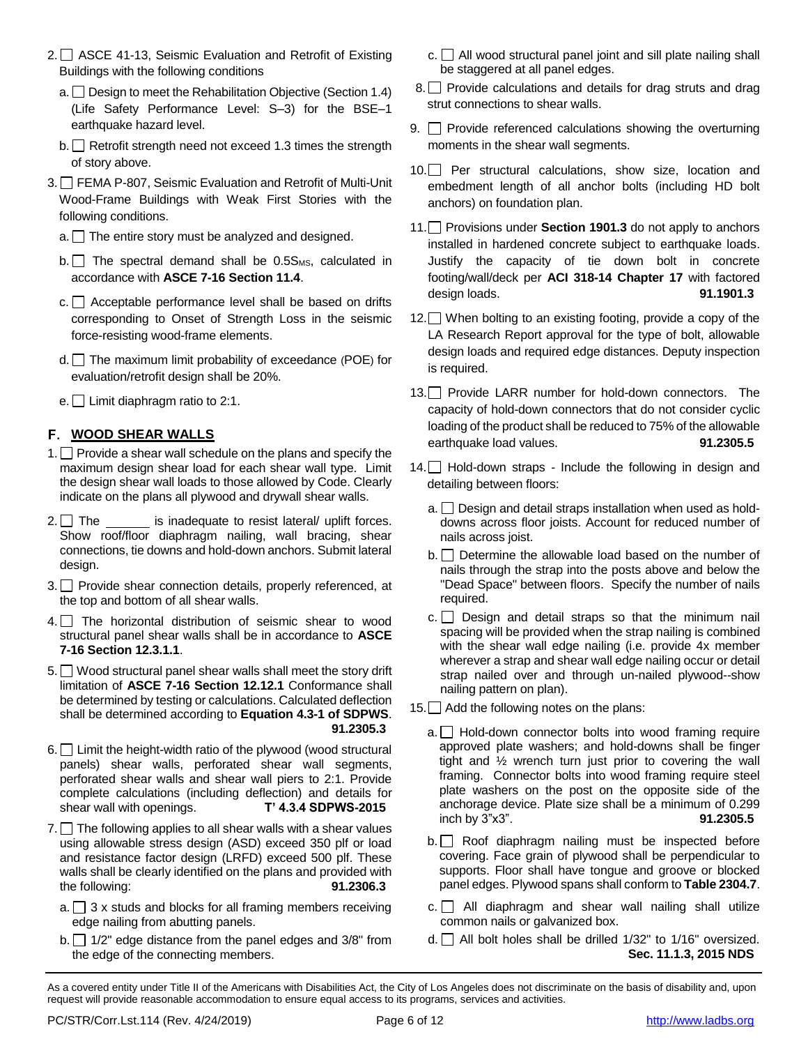2. ☐ ASCE 41-13, Seismic Evaluation and Retrofit of Existing Buildings with the following conditions
   a. ☐ Design to meet the Rehabilitation Objective (Section 1.4) (Life Safety Performance Level: S–3) for the BSE–1 earthquake hazard level.
   b. ☐ Retrofit strength need not exceed 1.3 times the strength of story above.

3. ☐ FEMA P-807, Seismic Evaluation and Retrofit of Multi-Unit Wood-Frame Buildings with Weak First Stories with the following conditions.
   a. ☐ The entire story must be analyzed and designed.
   b. ☐ The spectral demand shall be $0.5S_{MS}$, calculated in accordance with **ASCE 7-16 Section 11.4**.
   c. ☐ Acceptable performance level shall be based on drifts corresponding to Onset of Strength Loss in the seismic force-resisting wood-frame elements.
   d. ☐ The maximum limit probability of exceedance (POE) for evaluation/retrofit design shall be 20%.
   e. ☐ Limit diaphragm ratio to 2:1.

## F. WOOD SHEAR WALLS

1. ☐ Provide a shear wall schedule on the plans and specify the maximum design shear load for each shear wall type. Limit the design shear wall loads to those allowed by Code. Clearly indicate on the plans all plywood and drywall shear walls.

2. ☐ The ______ is inadequate to resist lateral/ uplift forces. Show roof/floor diaphragm nailing, wall bracing, shear connections, tie downs and hold-down anchors. Submit lateral design.

3. ☐ Provide shear connection details, properly referenced, at the top and bottom of all shear walls.

4. ☐ The horizontal distribution of seismic shear to wood structural panel shear walls shall be in accordance to **ASCE 7-16 Section 12.3.1.1**.

5. ☐ Wood structural panel shear walls shall meet the story drift limitation of **ASCE 7-16 Section 12.12.1** Conformance shall be determined by testing or calculations. Calculated deflection shall be determined according to **Equation 4.3-1 of SDPWS**. **91.2305.3**

6. ☐ Limit the height-width ratio of the plywood (wood structural panels) shear walls, perforated shear wall segments, perforated shear walls and shear wall piers to 2:1. Provide complete calculations (including deflection) and details for shear wall with openings. **T' 4.3.4 SDPWS-2015**

7. ☐ The following applies to all shear walls with a shear values using allowable stress design (ASD) exceed 350 plf or load and resistance factor design (LRFD) exceed 500 plf. These walls shall be clearly identified on the plans and provided with the following: **91.2306.3**
   a. ☐ 3 x studs and blocks for all framing members receiving edge nailing from abutting panels.
   b. ☐ 1/2" edge distance from the panel edges and 3/8" from the edge of the connecting members.
   c. ☐ All wood structural panel joint and sill plate nailing shall be staggered at all panel edges.

8. ☐ Provide calculations and details for drag struts and drag strut connections to shear walls.

9. ☐ Provide referenced calculations showing the overturning moments in the shear wall segments.

10. ☐ Per structural calculations, show size, location and embedment length of all anchor bolts (including HD bolt anchors) on foundation plan.

11. ☐ Provisions under **Section 1901.3** do not apply to anchors installed in hardened concrete subject to earthquake loads. Justify the capacity of tie down bolt in concrete footing/wall/deck per **ACI 318-14 Chapter 17** with factored design loads. **91.1901.3**

12. ☐ When bolting to an existing footing, provide a copy of the LA Research Report approval for the type of bolt, allowable design loads and required edge distances. Deputy inspection is required.

13. ☐ Provide LARR number for hold-down connectors. The capacity of hold-down connectors that do not consider cyclic loading of the product shall be reduced to 75% of the allowable earthquake load values. **91.2305.5**

14. ☐ Hold-down straps - Include the following in design and detailing between floors:
    a. ☐ Design and detail straps installation when used as hold-downs across floor joists. Account for reduced number of nails across joist.
    b. ☐ Determine the allowable load based on the number of nails through the strap into the posts above and below the "Dead Space" between floors. Specify the number of nails required.
    c. ☐ Design and detail straps so that the minimum nail spacing will be provided when the strap nailing is combined with the shear wall edge nailing (i.e. provide 4x member wherever a strap and shear wall edge nailing occur or detail strap nailed over and through un-nailed plywood--show nailing pattern on plan).

15. ☐ Add the following notes on the plans:
    a. ☐ Hold-down connector bolts into wood framing require approved plate washers; and hold-downs shall be finger tight and ½ wrench turn just prior to covering the wall framing. Connector bolts into wood framing require steel plate washers on the post on the opposite side of the anchorage device. Plate size shall be a minimum of 0.299 inch by 3"x3". **91.2305.5**
    b. ☐ Roof diaphragm nailing must be inspected before covering. Face grain of plywood shall be perpendicular to supports. Floor shall have tongue and groove or blocked panel edges. Plywood spans shall conform to **Table 2304.7**.
    c. ☐ All diaphragm and shear wall nailing shall utilize common nails or galvanized box.
    d. ☐ All bolt holes shall be drilled 1/32" to 1/16" oversized. **Sec. 11.1.3, 2015 NDS**

As a covered entity under Title II of the Americans with Disabilities Act, the City of Los Angeles does not discriminate on the basis of disability and, upon request will provide reasonable accommodation to ensure equal access to its programs, services and activities.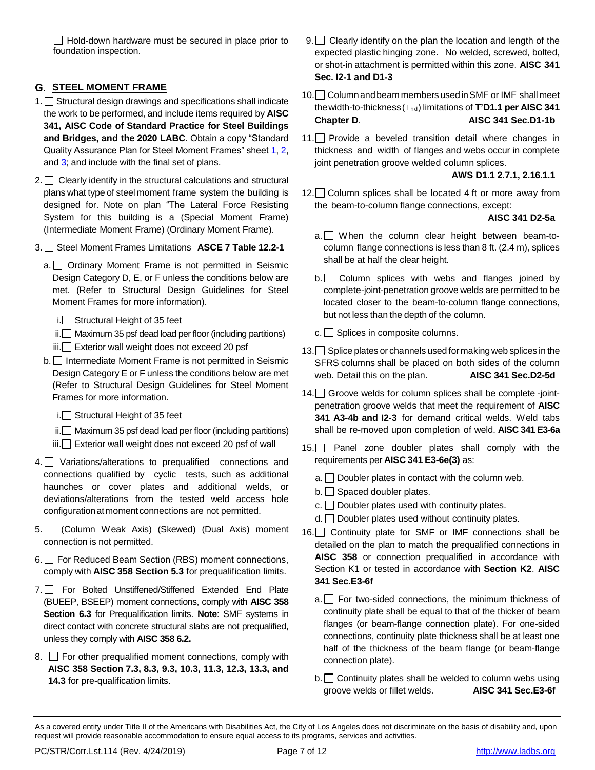☐ Hold-down hardware must be secured in place prior to foundation inspection.

## G. STEEL MOMENT FRAME

1. ☐ Structural design drawings and specifications shall indicate the work to be performed, and include items required by **AISC 341, AISC Code of Standard Practice for Steel Buildings and Bridges, and the 2020 LABC**. Obtain a copy "Standard Quality Assurance Plan for Steel Moment Frames" sheet 1, 2, and 3; and include with the final set of plans.

2. ☐ Clearly identify in the structural calculations and structural plans what type of steel moment frame system the building is designed for. Note on plan "The Lateral Force Resisting System for this building is a (Special Moment Frame) (Intermediate Moment Frame) (Ordinary Moment Frame).

3. ☐ Steel Moment Frames Limitations **ASCE 7 Table 12.2-1**

   a. ☐ Ordinary Moment Frame is not permitted in Seismic Design Category D, E, or F unless the conditions below are met. (Refer to Structural Design Guidelines for Steel Moment Frames for more information).

      i. ☐ Structural Height of 35 feet

      ii. ☐ Maximum 35 psf dead load per floor (including partitions)

      iii. ☐ Exterior wall weight does not exceed 20 psf

   b. ☐ Intermediate Moment Frame is not permitted in Seismic Design Category E or F unless the conditions below are met (Refer to Structural Design Guidelines for Steel Moment Frames for more information.

      i. ☐ Structural Height of 35 feet

      ii. ☐ Maximum 35 psf dead load per floor (including partitions)

      iii. ☐ Exterior wall weight does not exceed 20 psf of wall

4. ☐ Variations/alterations to prequalified connections and connections qualified by cyclic tests, such as additional haunches or cover plates and additional welds, or deviations/alterations from the tested weld access hole configuration at moment connections are not permitted.

5. ☐ (Column Weak Axis) (Skewed) (Dual Axis) moment connection is not permitted.

6. ☐ For Reduced Beam Section (RBS) moment connections, comply with **AISC 358 Section 5.3** for prequalification limits.

7. ☐ For Bolted Unstiffened/Stiffened Extended End Plate (BUEEP, BSEEP) moment connections, comply with **AISC 358 Section 6.3** for Prequalification limits. **Note**: SMF systems in direct contact with concrete structural slabs are not prequalified, unless they comply with **AISC 358 6.2.**

8. ☐ For other prequalified moment connections, comply with **AISC 358 Section 7.3, 8.3, 9.3, 10.3, 11.3, 12.3, 13.3, and 14.3** for pre-qualification limits.

9. ☐ Clearly identify on the plan the location and length of the expected plastic hinging zone. No welded, screwed, bolted, or shot-in attachment is permitted within this zone. **AISC 341 Sec. I2-1 and D1-3**

10. ☐ Column and beam members used in SMF or IMF shall meet the width-to-thickness ($\lambda_{hd}$) limitations of **T'D1.1 per AISC 341 Chapter D**. **AISC 341 Sec.D1-1b**

11. ☐ Provide a beveled transition detail where changes in thickness and width of flanges and webs occur in complete joint penetration groove welded column splices. **AWS D1.1 2.7.1, 2.16.1.1**

12. ☐ Column splices shall be located 4 ft or more away from the beam-to-column flange connections, except: **AISC 341 D2-5a**

    a. ☐ When the column clear height between beam-to-column flange connections is less than 8 ft. (2.4 m), splices shall be at half the clear height.

    b. ☐ Column splices with webs and flanges joined by complete-joint-penetration groove welds are permitted to be located closer to the beam-to-column flange connections, but not less than the depth of the column.

    c. ☐ Splices in composite columns.

13. ☐ Splice plates or channels used for making web splices in the SFRS columns shall be placed on both sides of the column web. Detail this on the plan. **AISC 341 Sec.D2-5d**

14. ☐ Groove welds for column splices shall be complete -joint-penetration groove welds that meet the requirement of **AISC 341 A3-4b and I2-3** for demand critical welds. Weld tabs shall be re-moved upon completion of weld. **AISC 341 E3-6a**

15. ☐ Panel zone doubler plates shall comply with the requirements per **AISC 341 E3-6e(3)** as:

    a. ☐ Doubler plates in contact with the column web.

    b. ☐ Spaced doubler plates.

    c. ☐ Doubler plates used with continuity plates.

    d. ☐ Doubler plates used without continuity plates.

16. ☐ Continuity plate for SMF or IMF connections shall be detailed on the plan to match the prequalified connections in **AISC 358** or connection prequalified in accordance with Section K1 or tested in accordance with **Section K2**. **AISC 341 Sec.E3-6f**

    a. ☐ For two-sided connections, the minimum thickness of continuity plate shall be equal to that of the thicker of beam flanges (or beam-flange connection plate). For one-sided connections, continuity plate thickness shall be at least one half of the thickness of the beam flange (or beam-flange connection plate).

    b. ☐ Continuity plates shall be welded to column webs using groove welds or fillet welds. **AISC 341 Sec.E3-6f**

As a covered entity under Title II of the Americans with Disabilities Act, the City of Los Angeles does not discriminate on the basis of disability and, upon request will provide reasonable accommodation to ensure equal access to its programs, services and activities.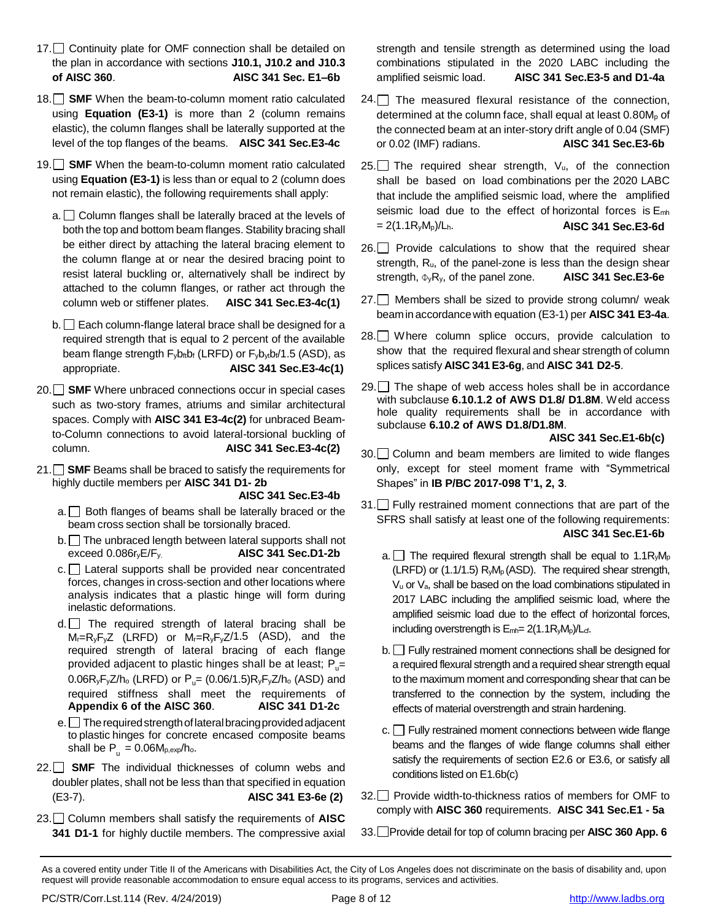17. ☐ Continuity plate for OMF connection shall be detailed on the plan in accordance with sections **J10.1, J10.2 and J10.3 of AISC 360**. **AISC 341 Sec. E1–6b**

18. ☐ **SMF** When the beam-to-column moment ratio calculated using **Equation (E3-1)** is more than 2 (column remains elastic), the column flanges shall be laterally supported at the level of the top flanges of the beams. **AISC 341 Sec.E3-4c**

19. ☐ **SMF** When the beam-to-column moment ratio calculated using **Equation (E3-1)** is less than or equal to 2 (column does not remain elastic), the following requirements shall apply:

    a. ☐ Column flanges shall be laterally braced at the levels of both the top and bottom beam flanges. Stability bracing shall be either direct by attaching the lateral bracing element to the column flange at or near the desired bracing point to resist lateral buckling or, alternatively shall be indirect by attached to the column flanges, or rather act through the column web or stiffener plates. **AISC 341 Sec.E3-4c(1)**

    b. ☐ Each column-flange lateral brace shall be designed for a required strength that is equal to 2 percent of the available beam flange strength $F_y b_{ft} b_f$ (LRFD) or $F_y b_{yt} b_f/1.5$ (ASD), as appropriate. **AISC 341 Sec.E3-4c(1)**

20. ☐ **SMF** Where unbraced connections occur in special cases such as two-story frames, atriums and similar architectural spaces. Comply with **AISC 341 E3-4c(2)** for unbraced Beam-to-Column connections to avoid lateral-torsional buckling of column. **AISC 341 Sec.E3-4c(2)**

21. ☐ **SMF** Beams shall be braced to satisfy the requirements for highly ductile members per **AISC 341 D1- 2b** **AISC 341 Sec.E3-4b**

    a. ☐ Both flanges of beams shall be laterally braced or the beam cross section shall be torsionally braced.

    b. ☐ The unbraced length between lateral supports shall not exceed $0.086 r_y E/F_y$. **AISC 341 Sec.D1-2b**

    c. ☐ Lateral supports shall be provided near concentrated forces, changes in cross-section and other locations where analysis indicates that a plastic hinge will form during inelastic deformations.

    d. ☐ The required strength of lateral bracing shall be $M_r = R_y F_y Z$ (LRFD) or $M_r = R_y F_y Z/1.5$ (ASD), and the required strength of lateral bracing of each flange provided adjacent to plastic hinges shall be at least; $P_u = 0.06 R_y F_y Z/h_o$ (LRFD) or $P_u = (0.06/1.5) R_y F_y Z/h_o$ (ASD) and required stiffness shall meet the requirements of **Appendix 6 of the AISC 360**. **AISC 341 D1-2c**

    e. ☐ The required strength of lateral bracing provided adjacent to plastic hinges for concrete encased composite beams shall be $P_u = 0.06 M_{p,exp}/h_o$.

22. ☐ **SMF** The individual thicknesses of column webs and doubler plates, shall not be less than that specified in equation (E3-7). **AISC 341 E3-6e (2)**

23. ☐ Column members shall satisfy the requirements of **AISC 341 D1-1** for highly ductile members. The compressive axial strength and tensile strength as determined using the load combinations stipulated in the 2020 LABC including the amplified seismic load. **AISC 341 Sec.E3-5 and D1-4a**

24. ☐ The measured flexural resistance of the connection, determined at the column face, shall equal at least $0.80M_p$ of the connected beam at an inter-story drift angle of 0.04 (SMF) or 0.02 (IMF) radians. **AISC 341 Sec.E3-6b**

25. ☐ The required shear strength, $V_u$, of the connection shall be based on load combinations per the 2020 LABC that include the amplified seismic load, where the amplified seismic load due to the effect of horizontal forces is $E_{mh} = 2(1.1 R_y M_p)/L_h$. **AISC 341 Sec.E3-6d**

26. ☐ Provide calculations to show that the required shear strength, $R_u$, of the panel-zone is less than the design shear strength, $\Phi_y R_y$, of the panel zone. **AISC 341 Sec.E3-6e**

27. ☐ Members shall be sized to provide strong column/ weak beam in accordance with equation (E3-1) per **AISC 341 E3-4a**.

28. ☐ Where column splice occurs, provide calculation to show that the required flexural and shear strength of column splices satisfy **AISC 341 E3-6g**, and **AISC 341 D2-5**.

29. ☐ The shape of web access holes shall be in accordance with subclause **6.10.1.2 of AWS D1.8/ D1.8M**. Weld access hole quality requirements shall be in accordance with subclause **6.10.2 of AWS D1.8/D1.8M**. **AISC 341 Sec.E1-6b(c)**

30. ☐ Column and beam members are limited to wide flanges only, except for steel moment frame with "Symmetrical Shapes" in **IB P/BC 2017-098 T'1, 2, 3**.

31. ☐ Fully restrained moment connections that are part of the SFRS shall satisfy at least one of the following requirements: **AISC 341 Sec.E1-6b**

    a. ☐ The required flexural strength shall be equal to $1.1 R_y M_p$ (LRFD) or $(1.1/1.5) R_y M_p$ (ASD). The required shear strength, $V_u$ or $V_a$, shall be based on the load combinations stipulated in 2017 LABC including the amplified seismic load, where the amplified seismic load due to the effect of horizontal forces, including overstrength is $E_{mh} = 2(1.1 R_y M_p)/L_{cf}$.

    b. ☐ Fully restrained moment connections shall be designed for a required flexural strength and a required shear strength equal to the maximum moment and corresponding shear that can be transferred to the connection by the system, including the effects of material overstrength and strain hardening.

    c. ☐ Fully restrained moment connections between wide flange beams and the flanges of wide flange columns shall either satisfy the requirements of section E2.6 or E3.6, or satisfy all conditions listed on E1.6b(c)

32. ☐ Provide width-to-thickness ratios of members for OMF to comply with **AISC 360** requirements. **AISC 341 Sec.E1 - 5a**

33. ☐ Provide detail for top of column bracing per **AISC 360 App. 6**

As a covered entity under Title II of the Americans with Disabilities Act, the City of Los Angeles does not discriminate on the basis of disability and, upon request will provide reasonable accommodation to ensure equal access to its programs, services and activities.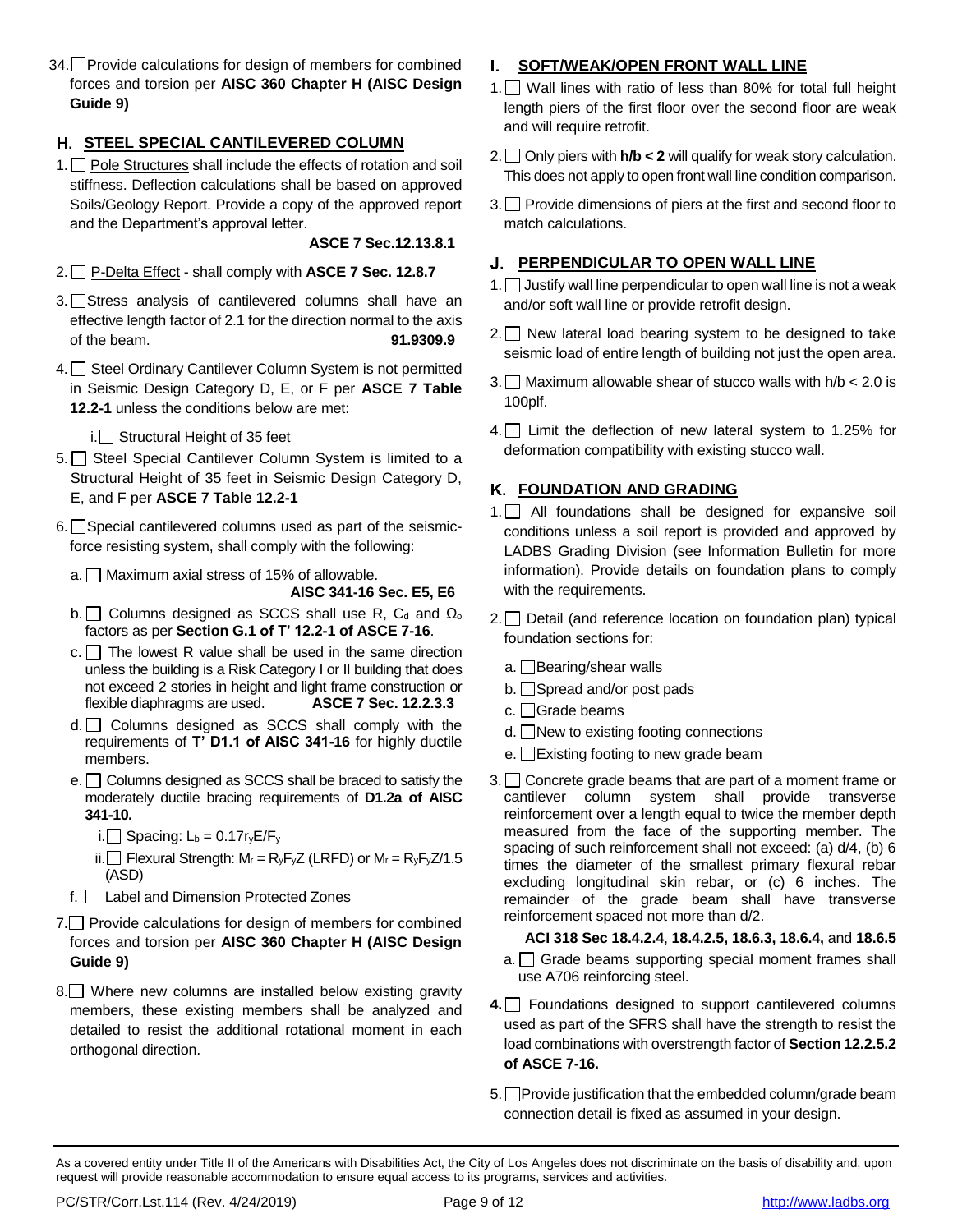34. ☐ Provide calculations for design of members for combined forces and torsion per **AISC 360 Chapter H (AISC Design Guide 9)**

## H. STEEL SPECIAL CANTILEVERED COLUMN

1. ☐ Pole Structures shall include the effects of rotation and soil stiffness. Deflection calculations shall be based on approved Soils/Geology Report. Provide a copy of the approved report and the Department's approval letter.

   **ASCE 7 Sec.12.13.8.1**

2. ☐ P-Delta Effect - shall comply with **ASCE 7 Sec. 12.8.7**

3. ☐ Stress analysis of cantilevered columns shall have an effective length factor of 2.1 for the direction normal to the axis of the beam. **91.9309.9**

4. ☐ Steel Ordinary Cantilever Column System is not permitted in Seismic Design Category D, E, or F per **ASCE 7 Table 12.2-1** unless the conditions below are met:

   i. ☐ Structural Height of 35 feet

5. ☐ Steel Special Cantilever Column System is limited to a Structural Height of 35 feet in Seismic Design Category D, E, and F per **ASCE 7 Table 12.2-1**

6. ☐ Special cantilevered columns used as part of the seismic-force resisting system, shall comply with the following:

   a. ☐ Maximum axial stress of 15% of allowable.

      **AISC 341-16 Sec. E5, E6**

   b. ☐ Columns designed as SCCS shall use R, $C_d$ and $\Omega_o$ factors as per **Section G.1 of T' 12.2-1 of ASCE 7-16**.

   c. ☐ The lowest R value shall be used in the same direction unless the building is a Risk Category I or II building that does not exceed 2 stories in height and light frame construction or flexible diaphragms are used. **ASCE 7 Sec. 12.2.3.3**

   d. ☐ Columns designed as SCCS shall comply with the requirements of **T' D1.1 of AISC 341-16** for highly ductile members.

   e. ☐ Columns designed as SCCS shall be braced to satisfy the moderately ductile bracing requirements of **D1.2a of AISC 341-10.**

      i. ☐ Spacing: $L_b = 0.17 r_y E/F_y$

      ii. ☐ Flexural Strength: $M_r = R_y F_y Z$ (LRFD) or $M_r = R_y F_y Z/1.5$ (ASD)

   f. ☐ Label and Dimension Protected Zones

7. ☐ Provide calculations for design of members for combined forces and torsion per **AISC 360 Chapter H (AISC Design Guide 9)**

8. ☐ Where new columns are installed below existing gravity members, these existing members shall be analyzed and detailed to resist the additional rotational moment in each orthogonal direction.

## I. SOFT/WEAK/OPEN FRONT WALL LINE

1. ☐ Wall lines with ratio of less than 80% for total full height length piers of the first floor over the second floor are weak and will require retrofit.

2. ☐ Only piers with **h/b < 2** will qualify for weak story calculation. This does not apply to open front wall line condition comparison.

3. ☐ Provide dimensions of piers at the first and second floor to match calculations.

## J. PERPENDICULAR TO OPEN WALL LINE

1. ☐ Justify wall line perpendicular to open wall line is not a weak and/or soft wall line or provide retrofit design.

2. ☐ New lateral load bearing system to be designed to take seismic load of entire length of building not just the open area.

3. ☐ Maximum allowable shear of stucco walls with h/b < 2.0 is 100plf.

4. ☐ Limit the deflection of new lateral system to 1.25% for deformation compatibility with existing stucco wall.

## K. FOUNDATION AND GRADING

1. ☐ All foundations shall be designed for expansive soil conditions unless a soil report is provided and approved by LADBS Grading Division (see Information Bulletin for more information). Provide details on foundation plans to comply with the requirements.

2. ☐ Detail (and reference location on foundation plan) typical foundation sections for:

   a. ☐ Bearing/shear walls

   b. ☐ Spread and/or post pads

   c. ☐ Grade beams

   d. ☐ New to existing footing connections

   e. ☐ Existing footing to new grade beam

3. ☐ Concrete grade beams that are part of a moment frame or cantilever column system shall provide transverse reinforcement over a length equal to twice the member depth measured from the face of the supporting member. The spacing of such reinforcement shall not exceed: (a) d/4, (b) 6 times the diameter of the smallest primary flexural rebar excluding longitudinal skin rebar, or (c) 6 inches. The remainder of the grade beam shall have transverse reinforcement spaced not more than d/2.

   **ACI 318 Sec 18.4.2.4**, **18.4.2.5, 18.6.3, 18.6.4,** and **18.6.5**

   a. ☐ Grade beams supporting special moment frames shall use A706 reinforcing steel.

**4.** ☐ Foundations designed to support cantilevered columns used as part of the SFRS shall have the strength to resist the load combinations with overstrength factor of **Section 12.2.5.2 of ASCE 7-16.**

5. ☐ Provide justification that the embedded column/grade beam connection detail is fixed as assumed in your design.

---

As a covered entity under Title II of the Americans with Disabilities Act, the City of Los Angeles does not discriminate on the basis of disability and, upon request will provide reasonable accommodation to ensure equal access to its programs, services and activities.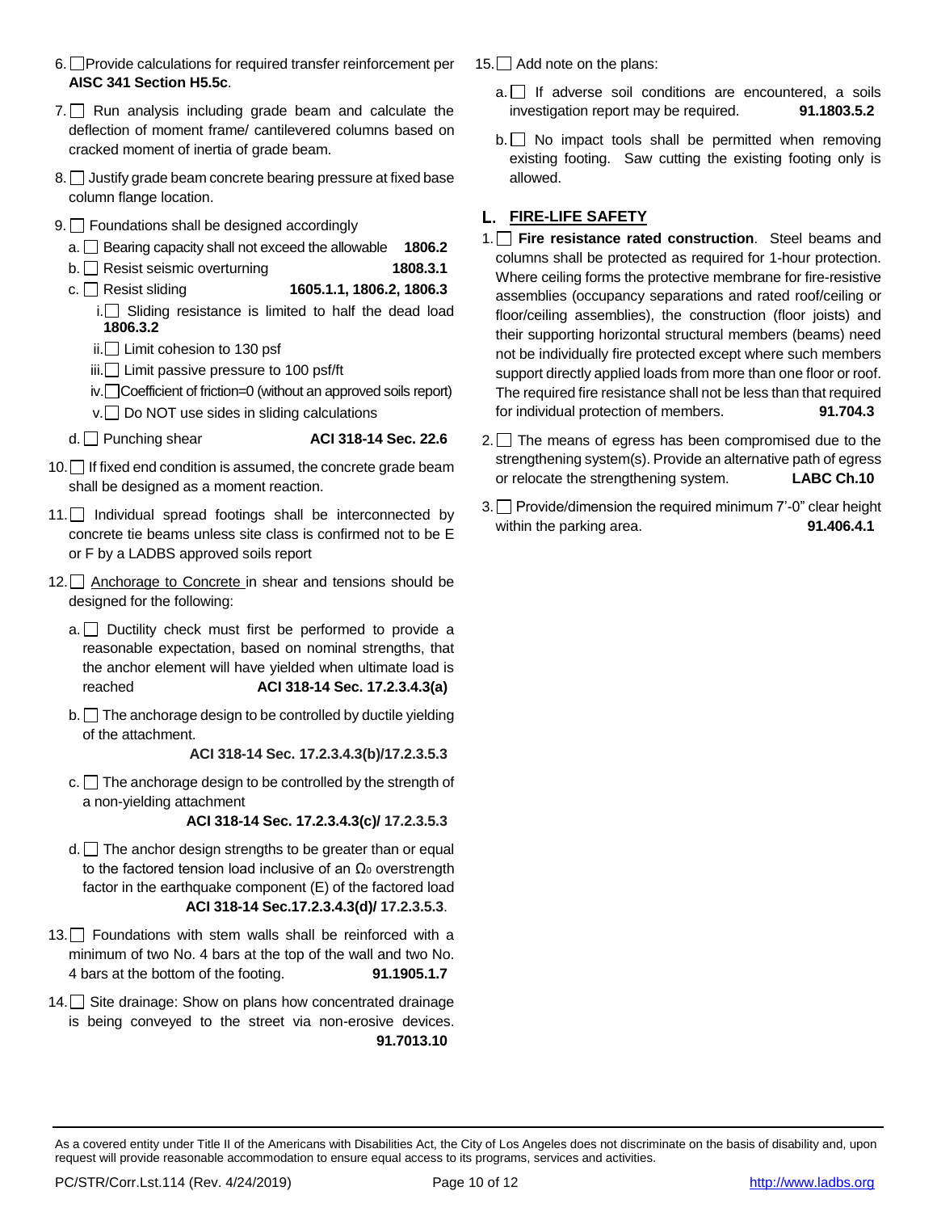6. ☐ Provide calculations for required transfer reinforcement per **AISC 341 Section H5.5c**.

7. ☐ Run analysis including grade beam and calculate the deflection of moment frame/ cantilevered columns based on cracked moment of inertia of grade beam.

8. ☐ Justify grade beam concrete bearing pressure at fixed base column flange location.

9. ☐ Foundations shall be designed accordingly
   a. ☐ Bearing capacity shall not exceed the allowable **1806.2**
   b. ☐ Resist seismic overturning **1808.3.1**
   c. ☐ Resist sliding **1605.1.1, 1806.2, 1806.3**
      i. ☐ Sliding resistance is limited to half the dead load **1806.3.2**
      ii. ☐ Limit cohesion to 130 psf
      iii. ☐ Limit passive pressure to 100 psf/ft
      iv. ☐ Coefficient of friction=0 (without an approved soils report)
      v. ☐ Do NOT use sides in sliding calculations
   d. ☐ Punching shear **ACI 318-14 Sec. 22.6**

10. ☐ If fixed end condition is assumed, the concrete grade beam shall be designed as a moment reaction.

11. ☐ Individual spread footings shall be interconnected by concrete tie beams unless site class is confirmed not to be E or F by a LADBS approved soils report

12. ☐ Anchorage to Concrete in shear and tensions should be designed for the following:
   a. ☐ Ductility check must first be performed to provide a reasonable expectation, based on nominal strengths, that the anchor element will have yielded when ultimate load is reached **ACI 318-14 Sec. 17.2.3.4.3(a)**
   b. ☐ The anchorage design to be controlled by ductile yielding of the attachment. **ACI 318-14 Sec. 17.2.3.4.3(b)/17.2.3.5.3**
   c. ☐ The anchorage design to be controlled by the strength of a non-yielding attachment **ACI 318-14 Sec. 17.2.3.4.3(c)/ 17.2.3.5.3**
   d. ☐ The anchor design strengths to be greater than or equal to the factored tension load inclusive of an $\Omega_0$ overstrength factor in the earthquake component (E) of the factored load **ACI 318-14 Sec.17.2.3.4.3(d)/ 17.2.3.5.3**.

13. ☐ Foundations with stem walls shall be reinforced with a minimum of two No. 4 bars at the top of the wall and two No. 4 bars at the bottom of the footing. **91.1905.1.7**

14. ☐ Site drainage: Show on plans how concentrated drainage is being conveyed to the street via non-erosive devices. **91.7013.10**

15. ☐ Add note on the plans:
   a. ☐ If adverse soil conditions are encountered, a soils investigation report may be required. **91.1803.5.2**
   b. ☐ No impact tools shall be permitted when removing existing footing. Saw cutting the existing footing only is allowed.

## L. FIRE-LIFE SAFETY

1. ☐ **Fire resistance rated construction**. Steel beams and columns shall be protected as required for 1-hour protection. Where ceiling forms the protective membrane for fire-resistive assemblies (occupancy separations and rated roof/ceiling or floor/ceiling assemblies), the construction (floor joists) and their supporting horizontal structural members (beams) need not be individually fire protected except where such members support directly applied loads from more than one floor or roof. The required fire resistance shall not be less than that required for individual protection of members. **91.704.3**

2. ☐ The means of egress has been compromised due to the strengthening system(s). Provide an alternative path of egress or relocate the strengthening system. **LABC Ch.10**

3. ☐ Provide/dimension the required minimum 7'-0" clear height within the parking area. **91.406.4.1**

As a covered entity under Title II of the Americans with Disabilities Act, the City of Los Angeles does not discriminate on the basis of disability and, upon request will provide reasonable accommodation to ensure equal access to its programs, services and activities.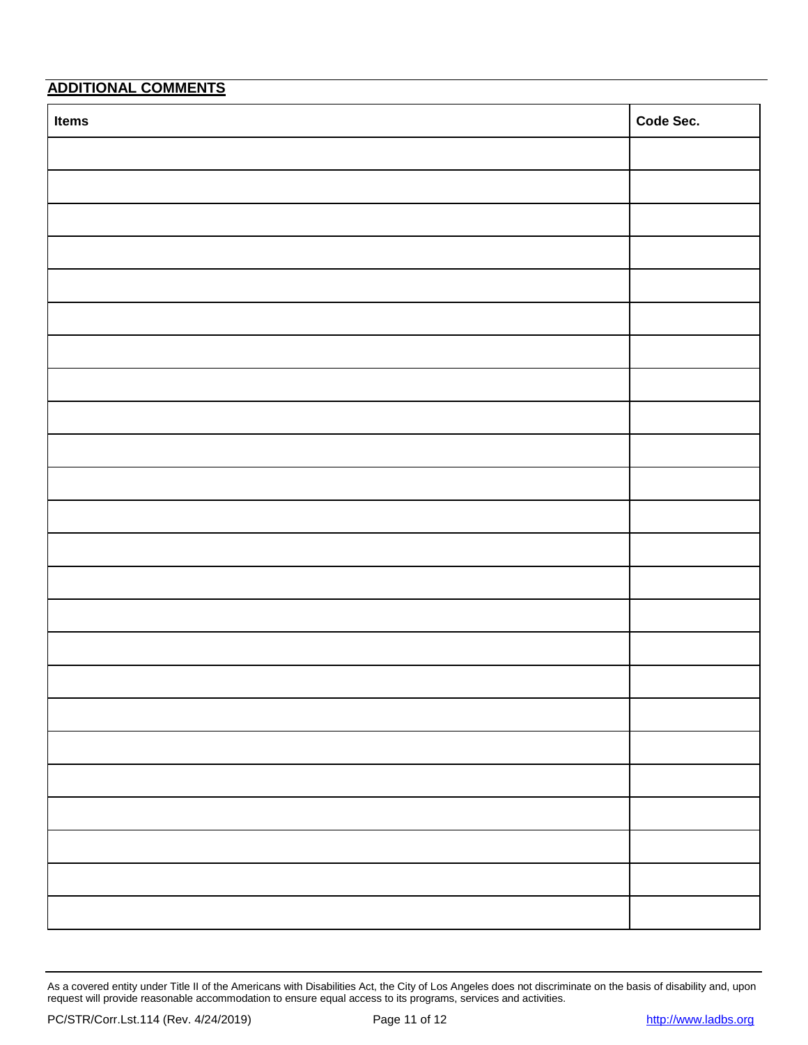## ADDITIONAL COMMENTS

| Items | Code Sec. |
|---|---|
| | |
| | |
| | |
| | |
| | |
| | |
| | |
| | |
| | |
| | |
| | |
| | |
| | |
| | |
| | |
| | |
| | |
| | |
| | |
| | |
| | |
| | |
| | |
| | |

As a covered entity under Title II of the Americans with Disabilities Act, the City of Los Angeles does not discriminate on the basis of disability and, upon request will provide reasonable accommodation to ensure equal access to its programs, services and activities.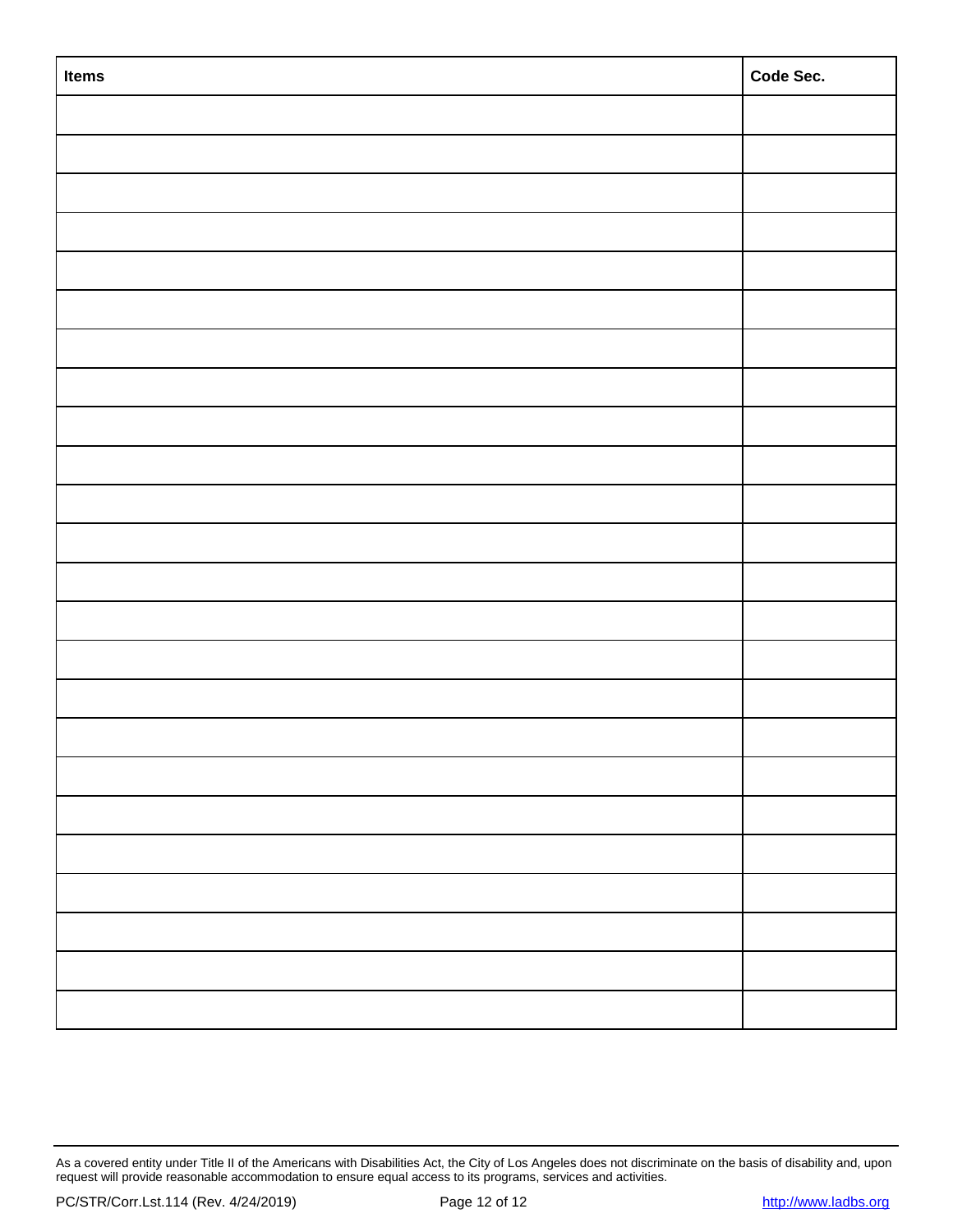| Items | Code Sec. |
| --- | --- |
| | |
| | |
| | |
| | |
| | |
| | |
| | |
| | |
| | |
| | |
| | |
| | |
| | |
| | |
| | |
| | |
| | |
| | |
| | |
| | |
| | |
| | |
| | |
| | |

As a covered entity under Title II of the Americans with Disabilities Act, the City of Los Angeles does not discriminate on the basis of disability and, upon request will provide reasonable accommodation to ensure equal access to its programs, services and activities.

PC/STR/Corr.Lst.114 (Rev. 4/24/2019) http://www.ladbs.org